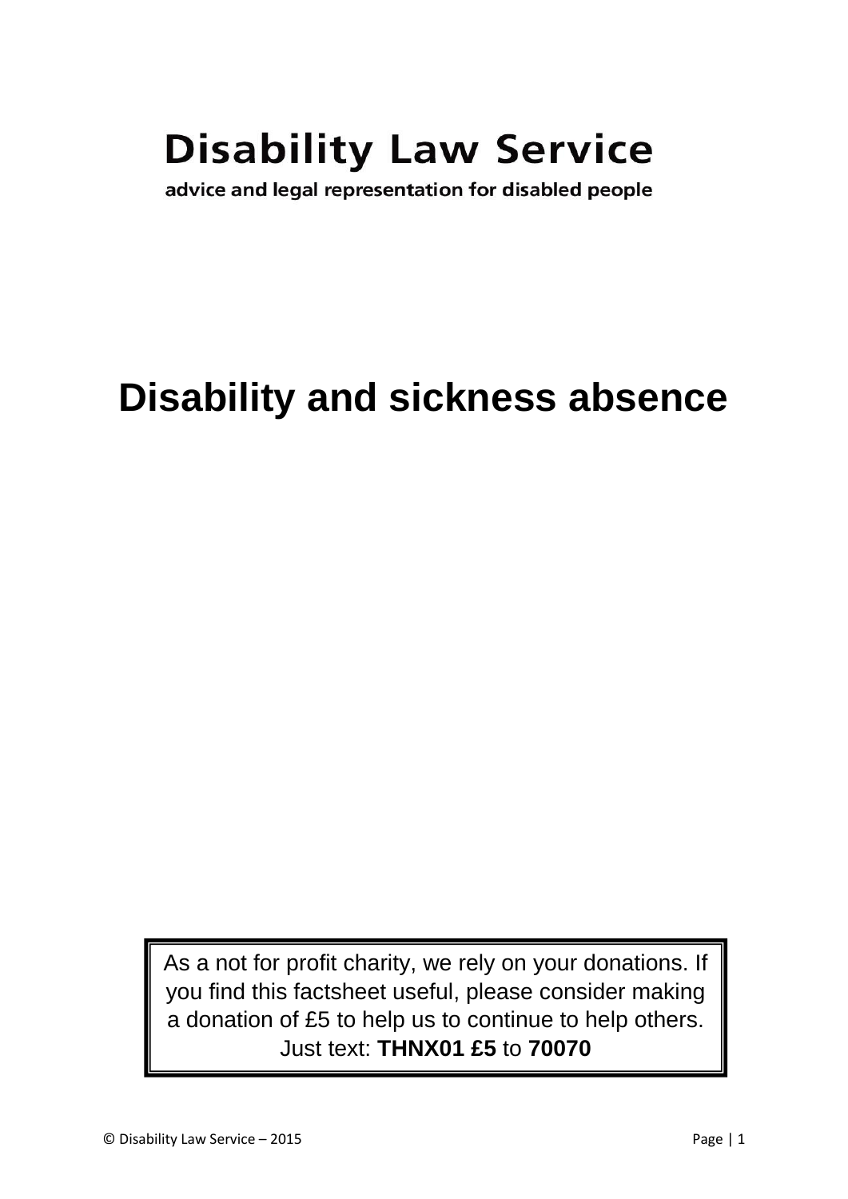**Disability Law Service**

**advice and legal representation for disabled people**

# Disability and sickness absence

As a not for profit charity, we rely on your donations. If you find this factsheet useful, please consider making a donation of £5 to help us to continue to help others. Just text: **THNX01 £5** to **70070**

© Disability Law Service – 2015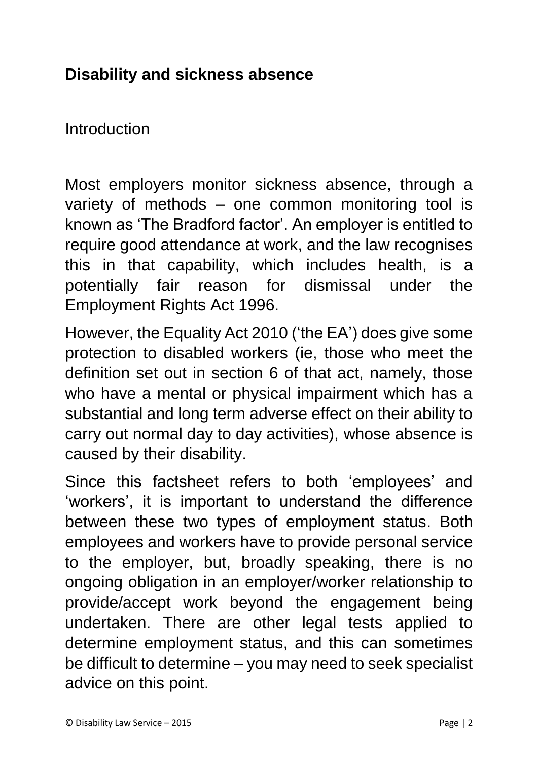## Disability and sickness absence

Introduction

Most employers monitor sickness absence, through a variety of methods – one common monitoring tool is known as 'The Bradford factor'. An employer is entitled to require good attendance at work, and the law recognises this in that capability, which includes health, is a potentially fair reason for dismissal under the Employment Rights Act 1996.

However, the Equality Act 2010 ('the EA') does give some protection to disabled workers (ie, those who meet the definition set out in section 6 of that act, namely, those who have a mental or physical impairment which has a substantial and long term adverse effect on their ability to carry out normal day to day activities), whose absence is caused by their disability.

Since this factsheet refers to both 'employees' and 'workers', it is important to understand the difference between these two types of employment status. Both employees and workers have to provide personal service to the employer, but, broadly speaking, there is no ongoing obligation in an employer/worker relationship to provide/accept work beyond the engagement being undertaken. There are other legal tests applied to determine employment status, and this can sometimes be difficult to determine – you may need to seek specialist advice on this point.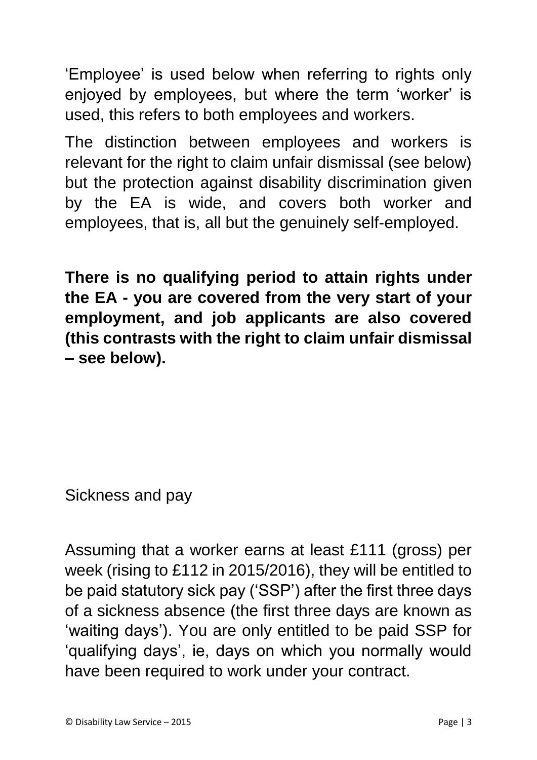'Employee' is used below when referring to rights only enjoyed by employees, but where the term 'worker' is used, this refers to both employees and workers.

The distinction between employees and workers is relevant for the right to claim unfair dismissal (see below) but the protection against disability discrimination given by the EA is wide, and covers both worker and employees, that is, all but the genuinely self-employed.

**There is no qualifying period to attain rights under the EA - you are covered from the very start of your employment, and job applicants are also covered (this contrasts with the right to claim unfair dismissal – see below).**

## Sickness and pay

Assuming that a worker earns at least £111 (gross) per week (rising to £112 in 2015/2016), they will be entitled to be paid statutory sick pay ('SSP') after the first three days of a sickness absence (the first three days are known as 'waiting days'). You are only entitled to be paid SSP for 'qualifying days', ie, days on which you normally would have been required to work under your contract.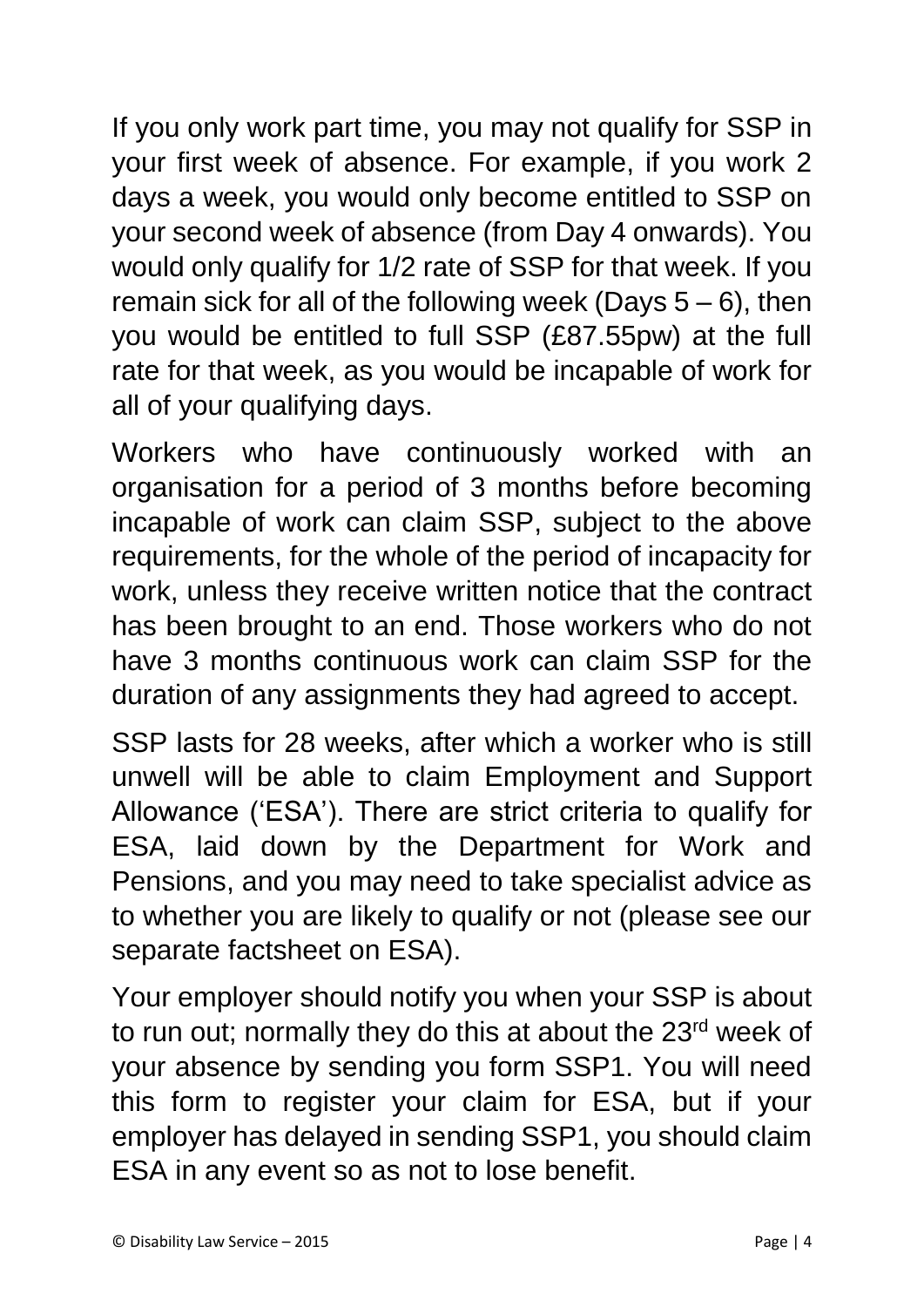If you only work part time, you may not qualify for SSP in your first week of absence. For example, if you work 2 days a week, you would only become entitled to SSP on your second week of absence (from Day 4 onwards). You would only qualify for 1/2 rate of SSP for that week. If you remain sick for all of the following week (Days 5 – 6), then you would be entitled to full SSP (£87.55pw) at the full rate for that week, as you would be incapable of work for all of your qualifying days.

Workers who have continuously worked with an organisation for a period of 3 months before becoming incapable of work can claim SSP, subject to the above requirements, for the whole of the period of incapacity for work, unless they receive written notice that the contract has been brought to an end. Those workers who do not have 3 months continuous work can claim SSP for the duration of any assignments they had agreed to accept.

SSP lasts for 28 weeks, after which a worker who is still unwell will be able to claim Employment and Support Allowance ('ESA'). There are strict criteria to qualify for ESA, laid down by the Department for Work and Pensions, and you may need to take specialist advice as to whether you are likely to qualify or not (please see our separate factsheet on ESA).

Your employer should notify you when your SSP is about to run out; normally they do this at about the 23rd week of your absence by sending you form SSP1. You will need this form to register your claim for ESA, but if your employer has delayed in sending SSP1, you should claim ESA in any event so as not to lose benefit.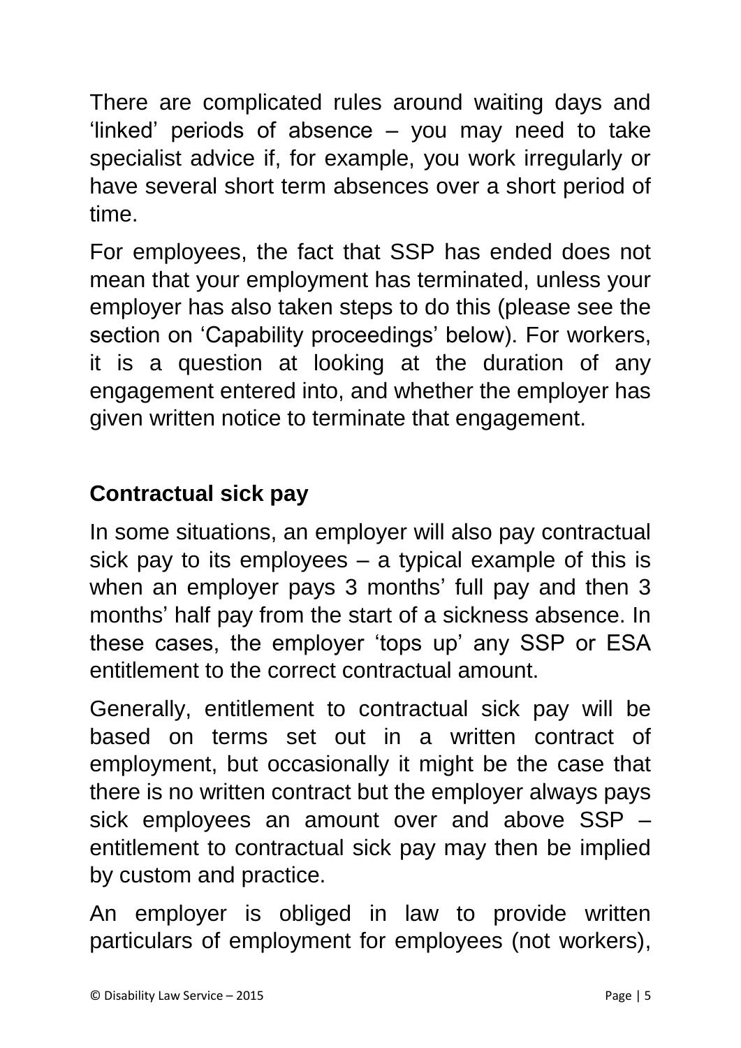There are complicated rules around waiting days and 'linked' periods of absence – you may need to take specialist advice if, for example, you work irregularly or have several short term absences over a short period of time.

For employees, the fact that SSP has ended does not mean that your employment has terminated, unless your employer has also taken steps to do this (please see the section on 'Capability proceedings' below). For workers, it is a question at looking at the duration of any engagement entered into, and whether the employer has given written notice to terminate that engagement.

## Contractual sick pay

In some situations, an employer will also pay contractual sick pay to its employees – a typical example of this is when an employer pays 3 months' full pay and then 3 months' half pay from the start of a sickness absence. In these cases, the employer 'tops up' any SSP or ESA entitlement to the correct contractual amount.

Generally, entitlement to contractual sick pay will be based on terms set out in a written contract of employment, but occasionally it might be the case that there is no written contract but the employer always pays sick employees an amount over and above SSP – entitlement to contractual sick pay may then be implied by custom and practice.

An employer is obliged in law to provide written particulars of employment for employees (not workers),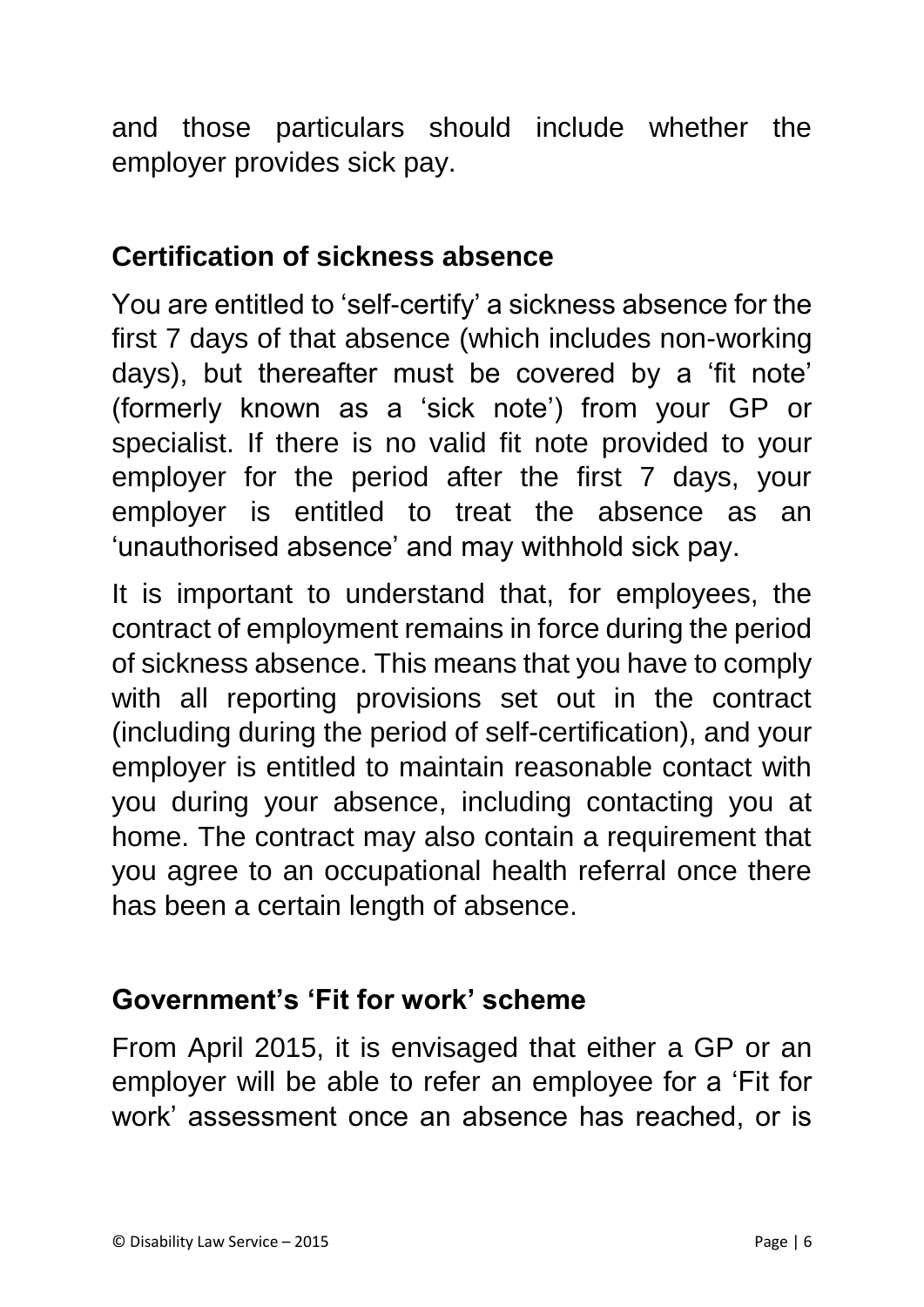and those particulars should include whether the employer provides sick pay.

## Certification of sickness absence

You are entitled to 'self-certify' a sickness absence for the first 7 days of that absence (which includes non-working days), but thereafter must be covered by a 'fit note' (formerly known as a 'sick note') from your GP or specialist. If there is no valid fit note provided to your employer for the period after the first 7 days, your employer is entitled to treat the absence as an 'unauthorised absence' and may withhold sick pay.

It is important to understand that, for employees, the contract of employment remains in force during the period of sickness absence. This means that you have to comply with all reporting provisions set out in the contract (including during the period of self-certification), and your employer is entitled to maintain reasonable contact with you during your absence, including contacting you at home. The contract may also contain a requirement that you agree to an occupational health referral once there has been a certain length of absence.

## Government's 'Fit for work' scheme

From April 2015, it is envisaged that either a GP or an employer will be able to refer an employee for a 'Fit for work' assessment once an absence has reached, or is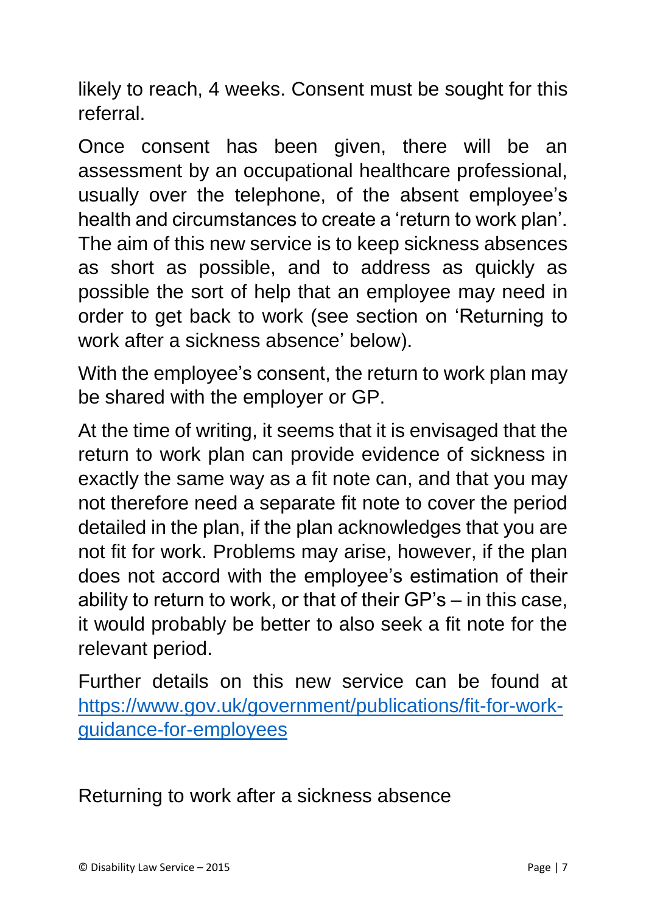likely to reach, 4 weeks. Consent must be sought for this referral.

Once consent has been given, there will be an assessment by an occupational healthcare professional, usually over the telephone, of the absent employee's health and circumstances to create a 'return to work plan'. The aim of this new service is to keep sickness absences as short as possible, and to address as quickly as possible the sort of help that an employee may need in order to get back to work (see section on 'Returning to work after a sickness absence' below).

With the employee's consent, the return to work plan may be shared with the employer or GP.

At the time of writing, it seems that it is envisaged that the return to work plan can provide evidence of sickness in exactly the same way as a fit note can, and that you may not therefore need a separate fit note to cover the period detailed in the plan, if the plan acknowledges that you are not fit for work. Problems may arise, however, if the plan does not accord with the employee's estimation of their ability to return to work, or that of their GP's – in this case, it would probably be better to also seek a fit note for the relevant period.

Further details on this new service can be found at [https://www.gov.uk/government/publications/fit-for-work-guidance-for-employees](https://www.gov.uk/government/publications/fit-for-work-guidance-for-employees)

## Returning to work after a sickness absence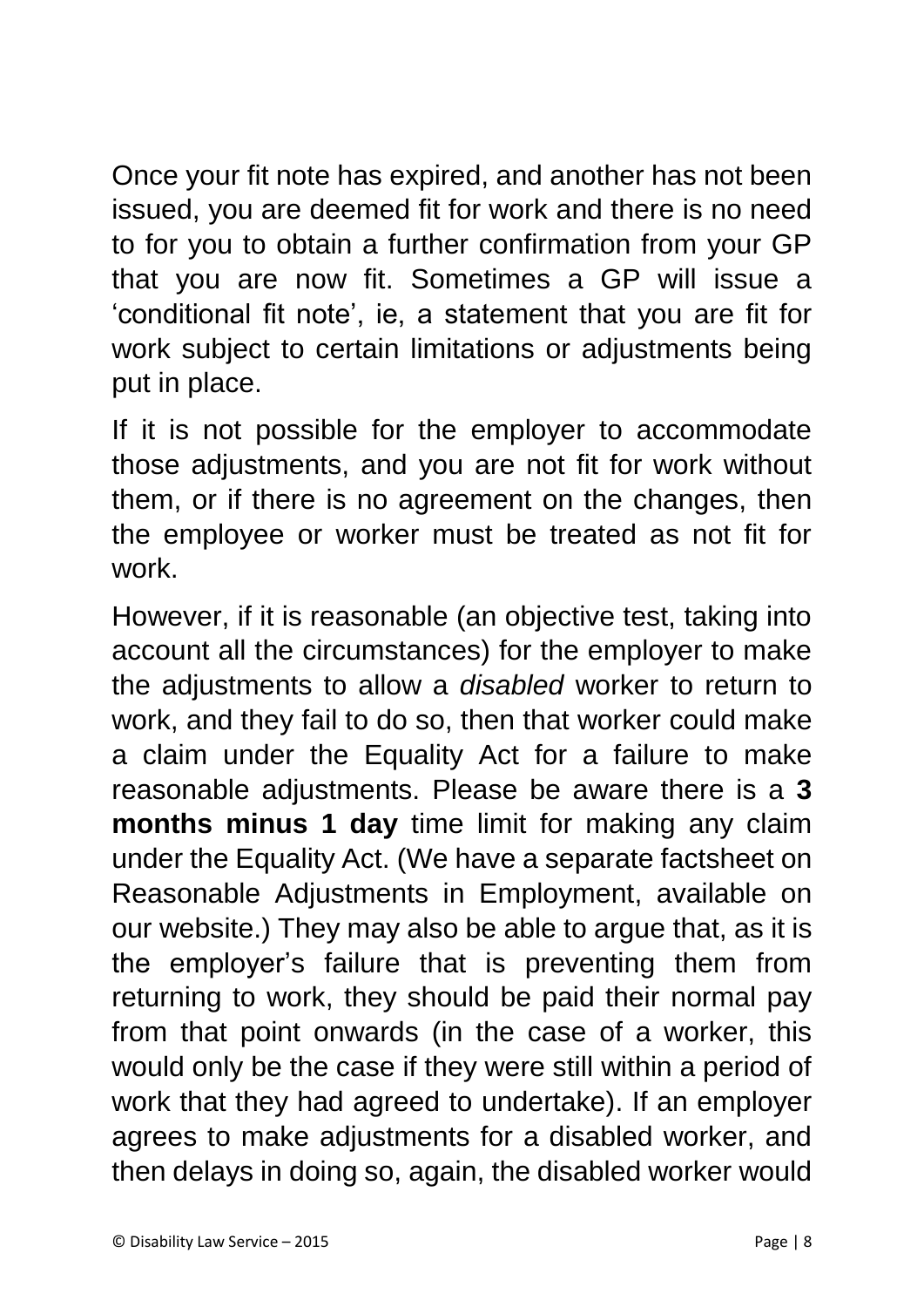Once your fit note has expired, and another has not been issued, you are deemed fit for work and there is no need to for you to obtain a further confirmation from your GP that you are now fit. Sometimes a GP will issue a 'conditional fit note', ie, a statement that you are fit for work subject to certain limitations or adjustments being put in place.

If it is not possible for the employer to accommodate those adjustments, and you are not fit for work without them, or if there is no agreement on the changes, then the employee or worker must be treated as not fit for work.

However, if it is reasonable (an objective test, taking into account all the circumstances) for the employer to make the adjustments to allow a *disabled* worker to return to work, and they fail to do so, then that worker could make a claim under the Equality Act for a failure to make reasonable adjustments. Please be aware there is a **3 months minus 1 day** time limit for making any claim under the Equality Act. (We have a separate factsheet on Reasonable Adjustments in Employment, available on our website.) They may also be able to argue that, as it is the employer's failure that is preventing them from returning to work, they should be paid their normal pay from that point onwards (in the case of a worker, this would only be the case if they were still within a period of work that they had agreed to undertake). If an employer agrees to make adjustments for a disabled worker, and then delays in doing so, again, the disabled worker would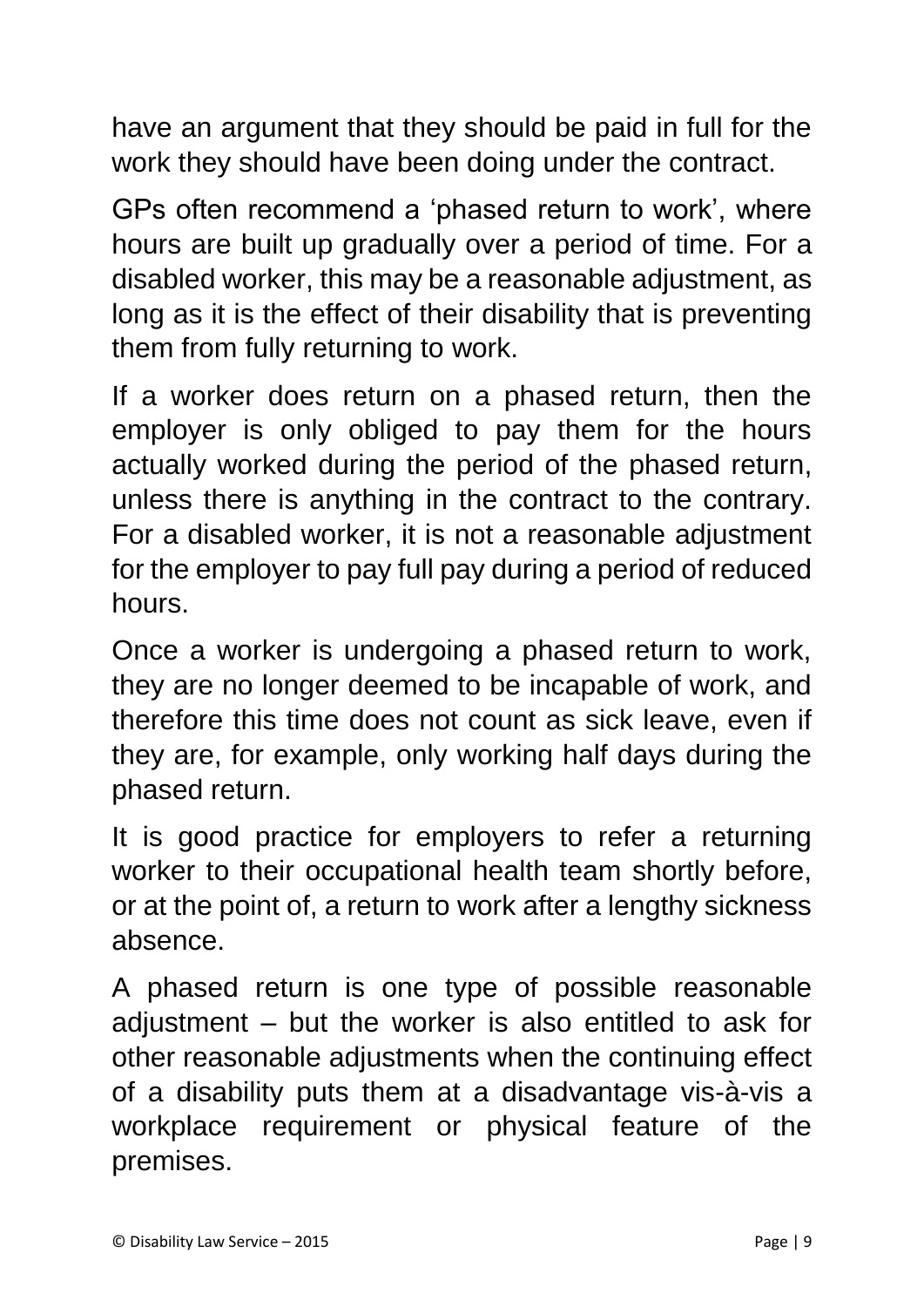have an argument that they should be paid in full for the work they should have been doing under the contract.

GPs often recommend a 'phased return to work', where hours are built up gradually over a period of time. For a disabled worker, this may be a reasonable adjustment, as long as it is the effect of their disability that is preventing them from fully returning to work.

If a worker does return on a phased return, then the employer is only obliged to pay them for the hours actually worked during the period of the phased return, unless there is anything in the contract to the contrary. For a disabled worker, it is not a reasonable adjustment for the employer to pay full pay during a period of reduced hours.

Once a worker is undergoing a phased return to work, they are no longer deemed to be incapable of work, and therefore this time does not count as sick leave, even if they are, for example, only working half days during the phased return.

It is good practice for employers to refer a returning worker to their occupational health team shortly before, or at the point of, a return to work after a lengthy sickness absence.

A phased return is one type of possible reasonable adjustment – but the worker is also entitled to ask for other reasonable adjustments when the continuing effect of a disability puts them at a disadvantage vis-à-vis a workplace requirement or physical feature of the premises.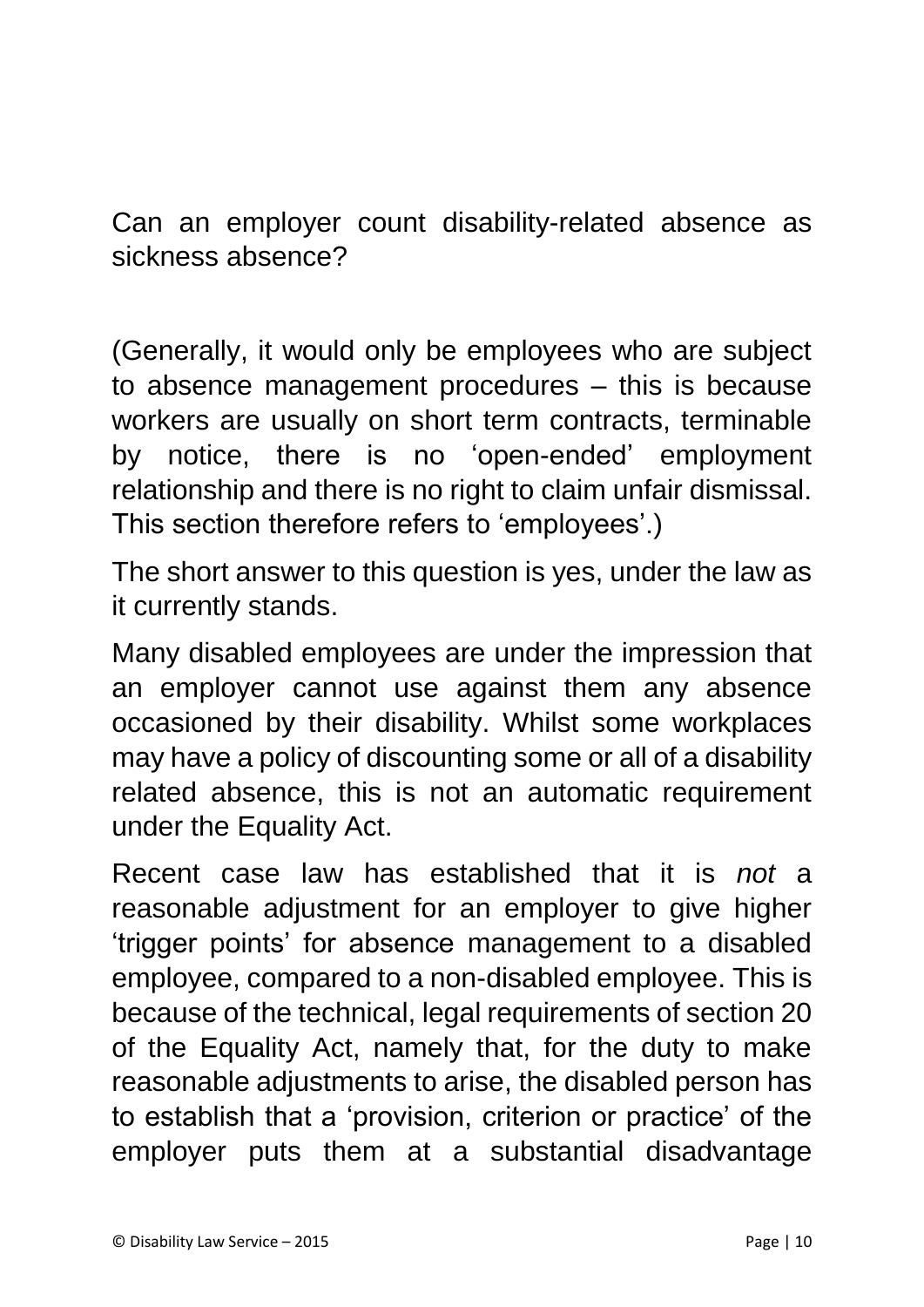Can an employer count disability-related absence as sickness absence?

(Generally, it would only be employees who are subject to absence management procedures – this is because workers are usually on short term contracts, terminable by notice, there is no 'open-ended' employment relationship and there is no right to claim unfair dismissal. This section therefore refers to 'employees'.)

The short answer to this question is yes, under the law as it currently stands.

Many disabled employees are under the impression that an employer cannot use against them any absence occasioned by their disability. Whilst some workplaces may have a policy of discounting some or all of a disability related absence, this is not an automatic requirement under the Equality Act.

Recent case law has established that it is *not* a reasonable adjustment for an employer to give higher 'trigger points' for absence management to a disabled employee, compared to a non-disabled employee. This is because of the technical, legal requirements of section 20 of the Equality Act, namely that, for the duty to make reasonable adjustments to arise, the disabled person has to establish that a 'provision, criterion or practice' of the employer puts them at a substantial disadvantage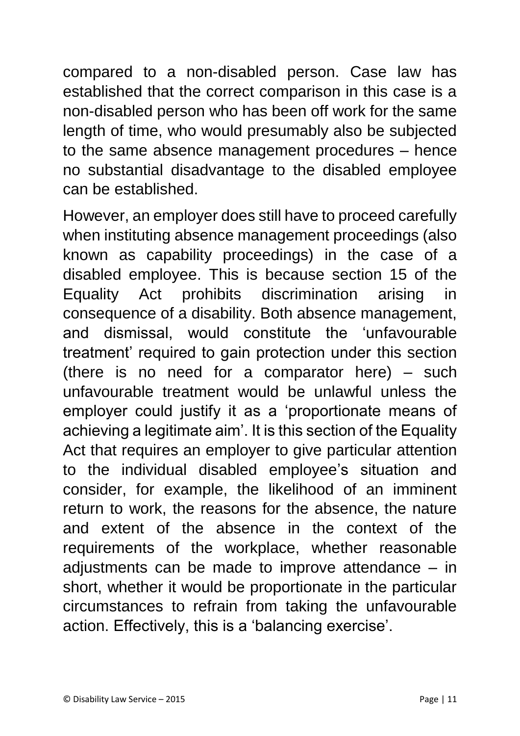compared to a non-disabled person. Case law has established that the correct comparison in this case is a non-disabled person who has been off work for the same length of time, who would presumably also be subjected to the same absence management procedures – hence no substantial disadvantage to the disabled employee can be established.

However, an employer does still have to proceed carefully when instituting absence management proceedings (also known as capability proceedings) in the case of a disabled employee. This is because section 15 of the Equality Act prohibits discrimination arising in consequence of a disability. Both absence management, and dismissal, would constitute the 'unfavourable treatment' required to gain protection under this section (there is no need for a comparator here) – such unfavourable treatment would be unlawful unless the employer could justify it as a 'proportionate means of achieving a legitimate aim'. It is this section of the Equality Act that requires an employer to give particular attention to the individual disabled employee's situation and consider, for example, the likelihood of an imminent return to work, the reasons for the absence, the nature and extent of the absence in the context of the requirements of the workplace, whether reasonable adjustments can be made to improve attendance – in short, whether it would be proportionate in the particular circumstances to refrain from taking the unfavourable action. Effectively, this is a 'balancing exercise'.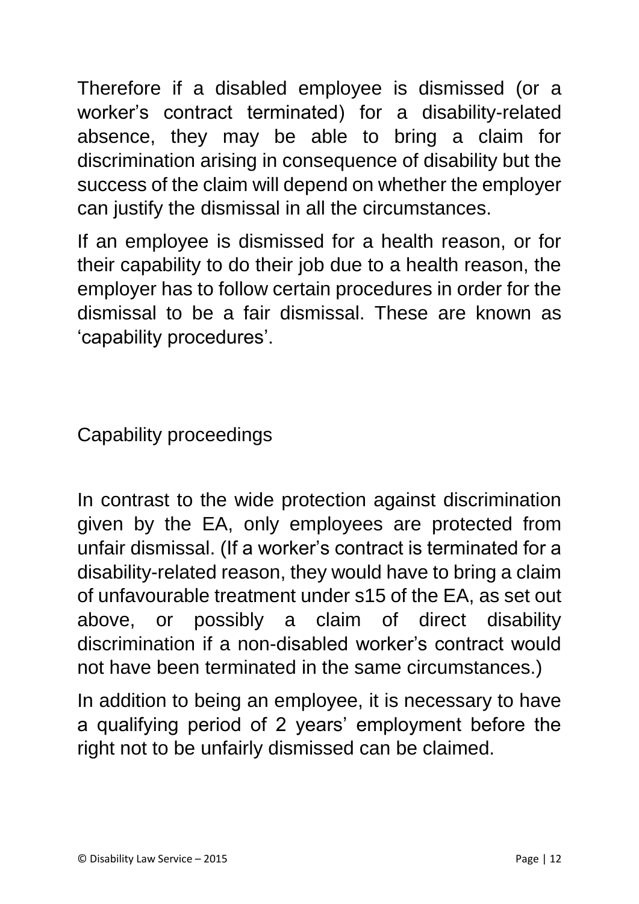Therefore if a disabled employee is dismissed (or a worker's contract terminated) for a disability-related absence, they may be able to bring a claim for discrimination arising in consequence of disability but the success of the claim will depend on whether the employer can justify the dismissal in all the circumstances.

If an employee is dismissed for a health reason, or for their capability to do their job due to a health reason, the employer has to follow certain procedures in order for the dismissal to be a fair dismissal. These are known as 'capability procedures'.

## Capability proceedings

In contrast to the wide protection against discrimination given by the EA, only employees are protected from unfair dismissal. (If a worker's contract is terminated for a disability-related reason, they would have to bring a claim of unfavourable treatment under s15 of the EA, as set out above, or possibly a claim of direct disability discrimination if a non-disabled worker's contract would not have been terminated in the same circumstances.)

In addition to being an employee, it is necessary to have a qualifying period of 2 years' employment before the right not to be unfairly dismissed can be claimed.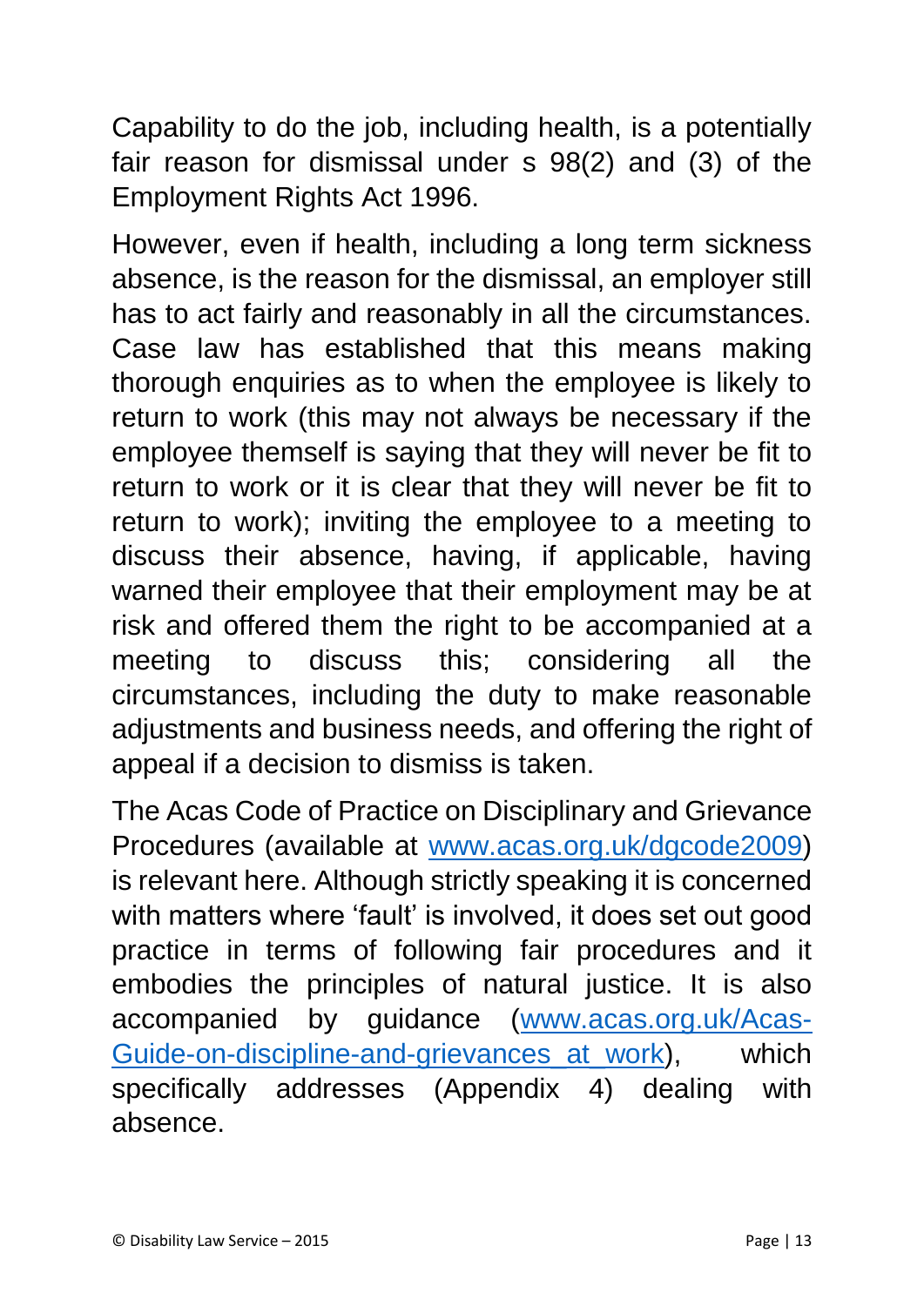Capability to do the job, including health, is a potentially fair reason for dismissal under s 98(2) and (3) of the Employment Rights Act 1996.

However, even if health, including a long term sickness absence, is the reason for the dismissal, an employer still has to act fairly and reasonably in all the circumstances. Case law has established that this means making thorough enquiries as to when the employee is likely to return to work (this may not always be necessary if the employee themself is saying that they will never be fit to return to work or it is clear that they will never be fit to return to work); inviting the employee to a meeting to discuss their absence, having, if applicable, having warned their employee that their employment may be at risk and offered them the right to be accompanied at a meeting to discuss this; considering all the circumstances, including the duty to make reasonable adjustments and business needs, and offering the right of appeal if a decision to dismiss is taken.

The Acas Code of Practice on Disciplinary and Grievance Procedures (available at [www.acas.org.uk/dgcode2009](www.acas.org.uk/dgcode2009)) is relevant here. Although strictly speaking it is concerned with matters where 'fault' is involved, it does set out good practice in terms of following fair procedures and it embodies the principles of natural justice. It is also accompanied by guidance ([www.acas.org.uk/Acas-Guide-on-discipline-and-grievances_at_work](www.acas.org.uk/Acas-Guide-on-discipline-and-grievances_at_work)), which specifically addresses (Appendix 4) dealing with absence.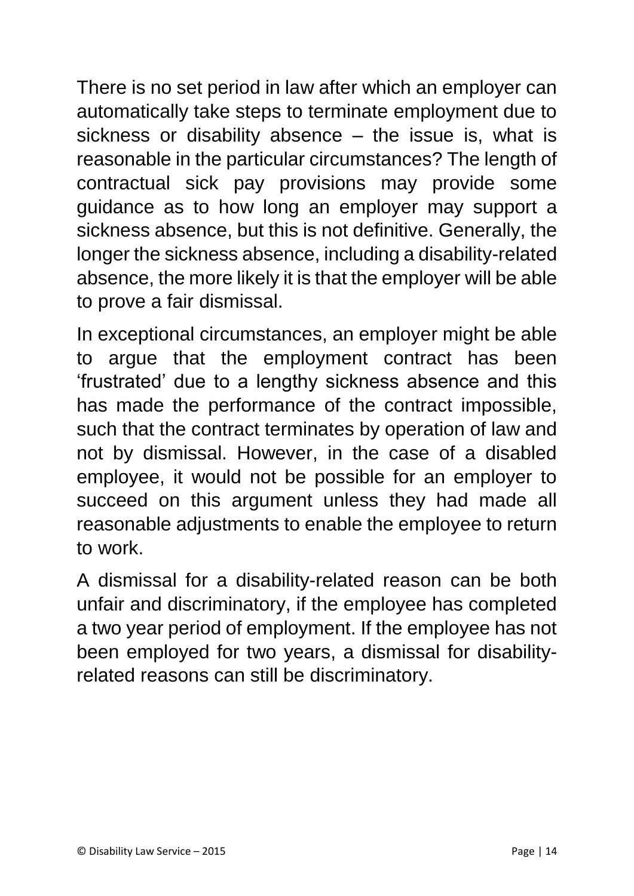There is no set period in law after which an employer can automatically take steps to terminate employment due to sickness or disability absence – the issue is, what is reasonable in the particular circumstances? The length of contractual sick pay provisions may provide some guidance as to how long an employer may support a sickness absence, but this is not definitive. Generally, the longer the sickness absence, including a disability-related absence, the more likely it is that the employer will be able to prove a fair dismissal.

In exceptional circumstances, an employer might be able to argue that the employment contract has been 'frustrated' due to a lengthy sickness absence and this has made the performance of the contract impossible, such that the contract terminates by operation of law and not by dismissal. However, in the case of a disabled employee, it would not be possible for an employer to succeed on this argument unless they had made all reasonable adjustments to enable the employee to return to work.

A dismissal for a disability-related reason can be both unfair and discriminatory, if the employee has completed a two year period of employment. If the employee has not been employed for two years, a dismissal for disability-related reasons can still be discriminatory.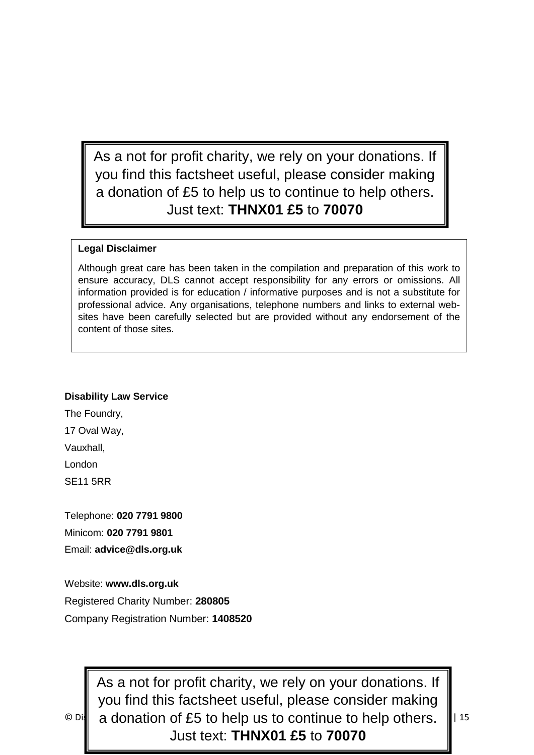As a not for profit charity, we rely on your donations. If you find this factsheet useful, please consider making a donation of £5 to help us to continue to help others. Just text: **THNX01 £5** to **70070**

**Legal Disclaimer**

Although great care has been taken in the compilation and preparation of this work to ensure accuracy, DLS cannot accept responsibility for any errors or omissions. All information provided is for education / informative purposes and is not a substitute for professional advice. Any organisations, telephone numbers and links to external web-sites have been carefully selected but are provided without any endorsement of the content of those sites.

**Disability Law Service**

The Foundry,

17 Oval Way,

Vauxhall,

London

SE11 5RR

Telephone: **020 7791 9800**

Minicom: **020 7791 9801**

Email: **advice@dls.org.uk**

Website: **www.dls.org.uk**

Registered Charity Number: **280805**

Company Registration Number: **1408520**

As a not for profit charity, we rely on your donations. If you find this factsheet useful, please consider making a donation of £5 to help us to continue to help others. Just text: **THNX01 £5** to **70070**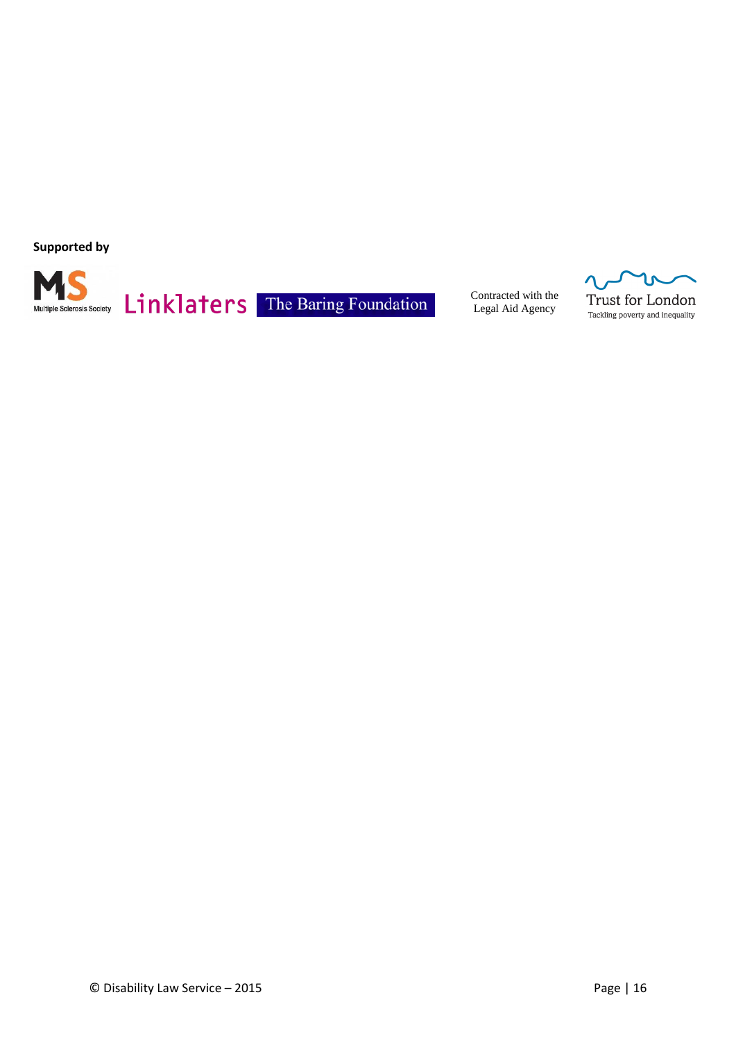**Supported by**

MS Multiple Sclerosis Society

Linklaters

The Baring Foundation

Contracted with the Legal Aid Agency

Trust for London
Tackling poverty and inequality

© Disability Law Service – 2015